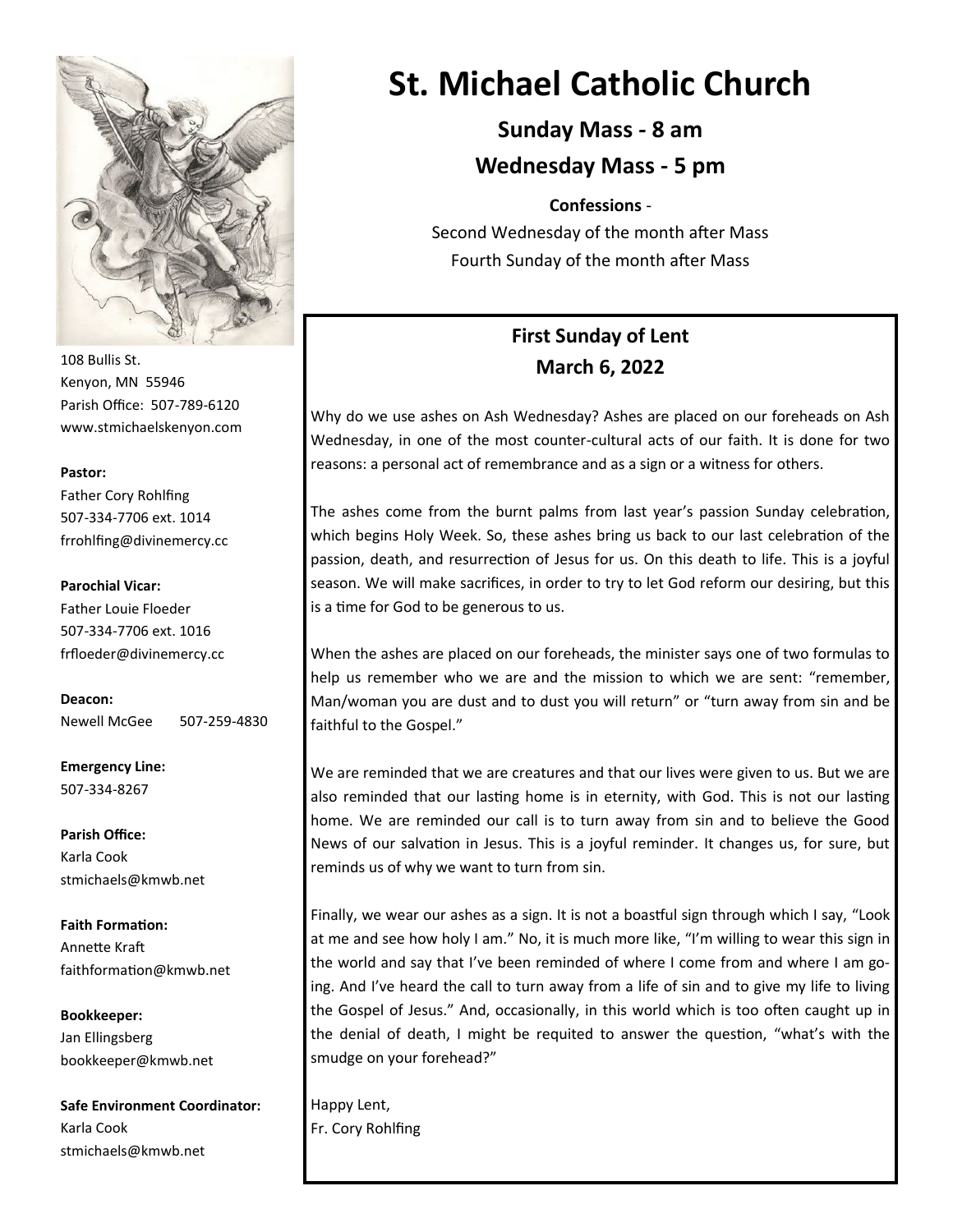# St. Michael Catholic Church

**Sunday Mass - 8 am**

**Wednesday Mass - 5 pm**

**Confessions** -
Second Wednesday of the month after Mass
Fourth Sunday of the month after Mass

108 Bullis St.
Kenyon, MN 55946
Parish Office: 507-789-6120
www.stmichaelskenyon.com

**Pastor:**
Father Cory Rohlfing
507-334-7706 ext. 1014
frrohlfing@divinemercy.cc

**Parochial Vicar:**
Father Louie Floeder
507-334-7706 ext. 1016
frfloeder@divinemercy.cc

**Deacon:**
Newell McGee 507-259-4830

**Emergency Line:**
507-334-8267

**Parish Office:**
Karla Cook
stmichaels@kmwb.net

**Faith Formation:**
Annette Kraft
faithformation@kmwb.net

**Bookkeeper:**
Jan Ellingsberg
bookkeeper@kmwb.net

**Safe Environment Coordinator:**
Karla Cook
stmichaels@kmwb.net

## First Sunday of Lent
## March 6, 2022

Why do we use ashes on Ash Wednesday? Ashes are placed on our foreheads on Ash Wednesday, in one of the most counter-cultural acts of our faith. It is done for two reasons: a personal act of remembrance and as a sign or a witness for others.

The ashes come from the burnt palms from last year's passion Sunday celebration, which begins Holy Week. So, these ashes bring us back to our last celebration of the passion, death, and resurrection of Jesus for us. On this death to life. This is a joyful season. We will make sacrifices, in order to try to let God reform our desiring, but this is a time for God to be generous to us.

When the ashes are placed on our foreheads, the minister says one of two formulas to help us remember who we are and the mission to which we are sent: "remember, Man/woman you are dust and to dust you will return" or "turn away from sin and be faithful to the Gospel."

We are reminded that we are creatures and that our lives were given to us. But we are also reminded that our lasting home is in eternity, with God. This is not our lasting home. We are reminded our call is to turn away from sin and to believe the Good News of our salvation in Jesus. This is a joyful reminder. It changes us, for sure, but reminds us of why we want to turn from sin.

Finally, we wear our ashes as a sign. It is not a boastful sign through which I say, "Look at me and see how holy I am." No, it is much more like, "I'm willing to wear this sign in the world and say that I've been reminded of where I come from and where I am going. And I've heard the call to turn away from a life of sin and to give my life to living the Gospel of Jesus." And, occasionally, in this world which is too often caught up in the denial of death, I might be requited to answer the question, "what's with the smudge on your forehead?"

Happy Lent,
Fr. Cory Rohlfing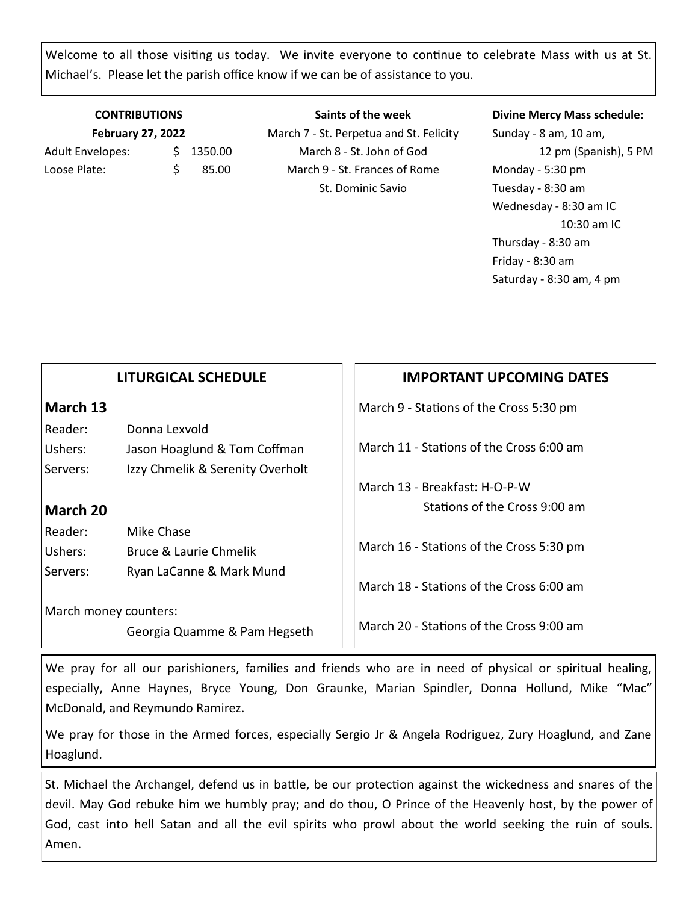Welcome to all those visiting us today. We invite everyone to continue to celebrate Mass with us at St. Michael's. Please let the parish office know if we can be of assistance to you.

**CONTRIBUTIONS**

**February 27, 2022**

| | |
|---|---|
| Adult Envelopes: | $ 1350.00 |
| Loose Plate: | $ 85.00 |

**Saints of the week**

March 7 - St. Perpetua and St. Felicity
March 8 - St. John of God
March 9 - St. Frances of Rome
St. Dominic Savio

**Divine Mercy Mass schedule:**

Sunday - 8 am, 10 am, 12 pm (Spanish), 5 PM
Monday - 5:30 pm
Tuesday - 8:30 am
Wednesday - 8:30 am IC
10:30 am IC
Thursday - 8:30 am
Friday - 8:30 am
Saturday - 8:30 am, 4 pm

## LITURGICAL SCHEDULE

### March 13

| | |
|---|---|
| Reader: | Donna Lexvold |
| Ushers: | Jason Hoaglund & Tom Coffman |
| Servers: | Izzy Chmelik & Serenity Overholt |

### March 20

| | |
|---|---|
| Reader: | Mike Chase |
| Ushers: | Bruce & Laurie Chmelik |
| Servers: | Ryan LaCanne & Mark Mund |

March money counters:
Georgia Quamme & Pam Hegseth

## IMPORTANT UPCOMING DATES

March 9 - Stations of the Cross 5:30 pm

March 11 - Stations of the Cross 6:00 am

March 13 - Breakfast: H-O-P-W
Stations of the Cross 9:00 am

March 16 - Stations of the Cross 5:30 pm

March 18 - Stations of the Cross 6:00 am

March 20 - Stations of the Cross 9:00 am

We pray for all our parishioners, families and friends who are in need of physical or spiritual healing, especially, Anne Haynes, Bryce Young, Don Graunke, Marian Spindler, Donna Hollund, Mike "Mac" McDonald, and Reymundo Ramirez.

We pray for those in the Armed forces, especially Sergio Jr & Angela Rodriguez, Zury Hoaglund, and Zane Hoaglund.

St. Michael the Archangel, defend us in battle, be our protection against the wickedness and snares of the devil. May God rebuke him we humbly pray; and do thou, O Prince of the Heavenly host, by the power of God, cast into hell Satan and all the evil spirits who prowl about the world seeking the ruin of souls. Amen.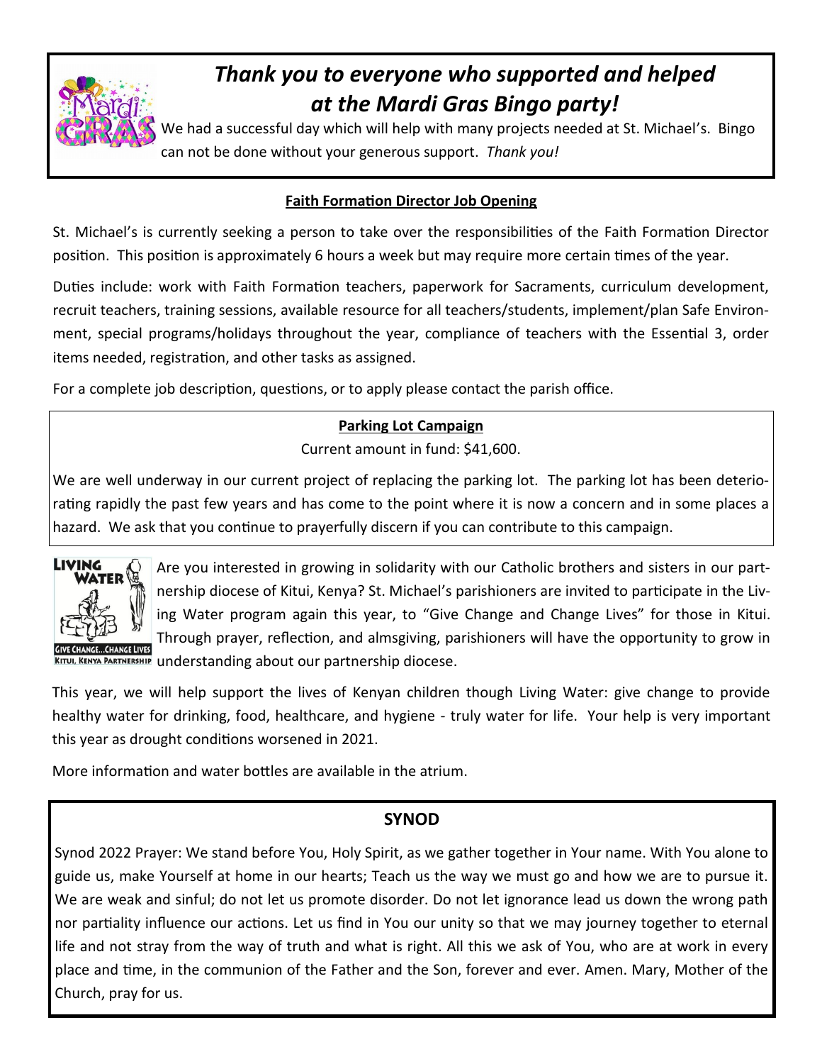## *Thank you to everyone who supported and helped at the Mardi Gras Bingo party!*

We had a successful day which will help with many projects needed at St. Michael's. Bingo can not be done without your generous support. *Thank you!*

**Faith Formation Director Job Opening**

St. Michael's is currently seeking a person to take over the responsibilities of the Faith Formation Director position. This position is approximately 6 hours a week but may require more certain times of the year.

Duties include: work with Faith Formation teachers, paperwork for Sacraments, curriculum development, recruit teachers, training sessions, available resource for all teachers/students, implement/plan Safe Environment, special programs/holidays throughout the year, compliance of teachers with the Essential 3, order items needed, registration, and other tasks as assigned.

For a complete job description, questions, or to apply please contact the parish office.

**Parking Lot Campaign**

Current amount in fund: $41,600.

We are well underway in our current project of replacing the parking lot. The parking lot has been deteriorating rapidly the past few years and has come to the point where it is now a concern and in some places a hazard. We ask that you continue to prayerfully discern if you can contribute to this campaign.

Are you interested in growing in solidarity with our Catholic brothers and sisters in our partnership diocese of Kitui, Kenya? St. Michael's parishioners are invited to participate in the Living Water program again this year, to "Give Change and Change Lives" for those in Kitui. Through prayer, reflection, and almsgiving, parishioners will have the opportunity to grow in understanding about our partnership diocese.

This year, we will help support the lives of Kenyan children though Living Water: give change to provide healthy water for drinking, food, healthcare, and hygiene - truly water for life. Your help is very important this year as drought conditions worsened in 2021.

More information and water bottles are available in the atrium.

**SYNOD**

Synod 2022 Prayer: We stand before You, Holy Spirit, as we gather together in Your name. With You alone to guide us, make Yourself at home in our hearts; Teach us the way we must go and how we are to pursue it. We are weak and sinful; do not let us promote disorder. Do not let ignorance lead us down the wrong path nor partiality influence our actions. Let us find in You our unity so that we may journey together to eternal life and not stray from the way of truth and what is right. All this we ask of You, who are at work in every place and time, in the communion of the Father and the Son, forever and ever. Amen. Mary, Mother of the Church, pray for us.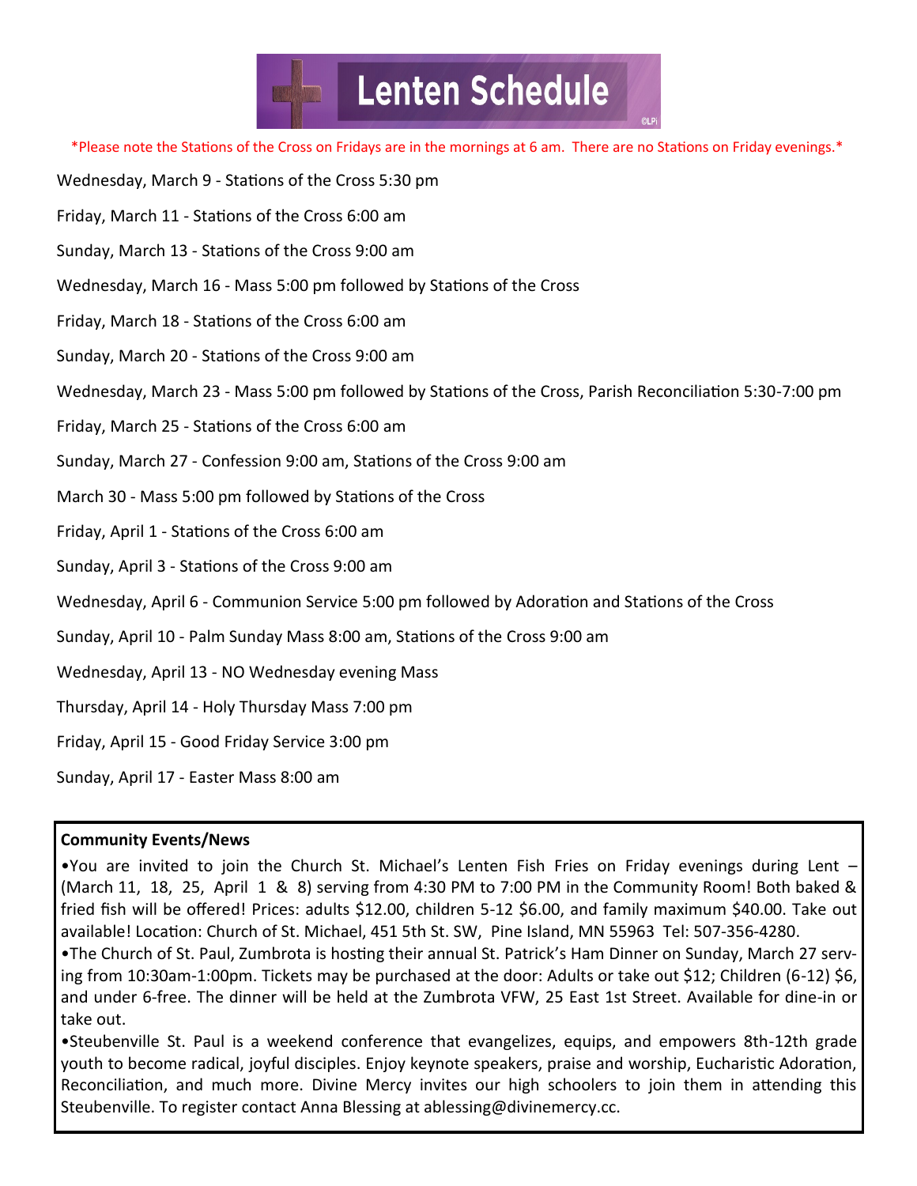# Lenten Schedule

*Please note the Stations of the Cross on Fridays are in the mornings at 6 am. There are no Stations on Friday evenings.*

Wednesday, March 9 - Stations of the Cross 5:30 pm

Friday, March 11 - Stations of the Cross 6:00 am

Sunday, March 13 - Stations of the Cross 9:00 am

Wednesday, March 16 - Mass 5:00 pm followed by Stations of the Cross

Friday, March 18 - Stations of the Cross 6:00 am

Sunday, March 20 - Stations of the Cross 9:00 am

Wednesday, March 23 - Mass 5:00 pm followed by Stations of the Cross, Parish Reconciliation 5:30-7:00 pm

Friday, March 25 - Stations of the Cross 6:00 am

Sunday, March 27 - Confession 9:00 am, Stations of the Cross 9:00 am

March 30 - Mass 5:00 pm followed by Stations of the Cross

Friday, April 1 - Stations of the Cross 6:00 am

Sunday, April 3 - Stations of the Cross 9:00 am

Wednesday, April 6 - Communion Service 5:00 pm followed by Adoration and Stations of the Cross

Sunday, April 10 - Palm Sunday Mass 8:00 am, Stations of the Cross 9:00 am

Wednesday, April 13 - NO Wednesday evening Mass

Thursday, April 14 - Holy Thursday Mass 7:00 pm

Friday, April 15 - Good Friday Service 3:00 pm

Sunday, April 17 - Easter Mass 8:00 am

**Community Events/News**

•You are invited to join the Church St. Michael's Lenten Fish Fries on Friday evenings during Lent – (March 11, 18, 25, April 1 & 8) serving from 4:30 PM to 7:00 PM in the Community Room! Both baked & fried fish will be offered! Prices: adults $12.00, children 5-12 $6.00, and family maximum $40.00. Take out available! Location: Church of St. Michael, 451 5th St. SW, Pine Island, MN 55963 Tel: 507-356-4280.

•The Church of St. Paul, Zumbrota is hosting their annual St. Patrick's Ham Dinner on Sunday, March 27 serving from 10:30am-1:00pm. Tickets may be purchased at the door: Adults or take out $12; Children (6-12) $6, and under 6-free. The dinner will be held at the Zumbrota VFW, 25 East 1st Street. Available for dine-in or take out.

•Steubenville St. Paul is a weekend conference that evangelizes, equips, and empowers 8th-12th grade youth to become radical, joyful disciples. Enjoy keynote speakers, praise and worship, Eucharistic Adoration, Reconciliation, and much more. Divine Mercy invites our high schoolers to join them in attending this Steubenville. To register contact Anna Blessing at ablessing@divinemercy.cc.